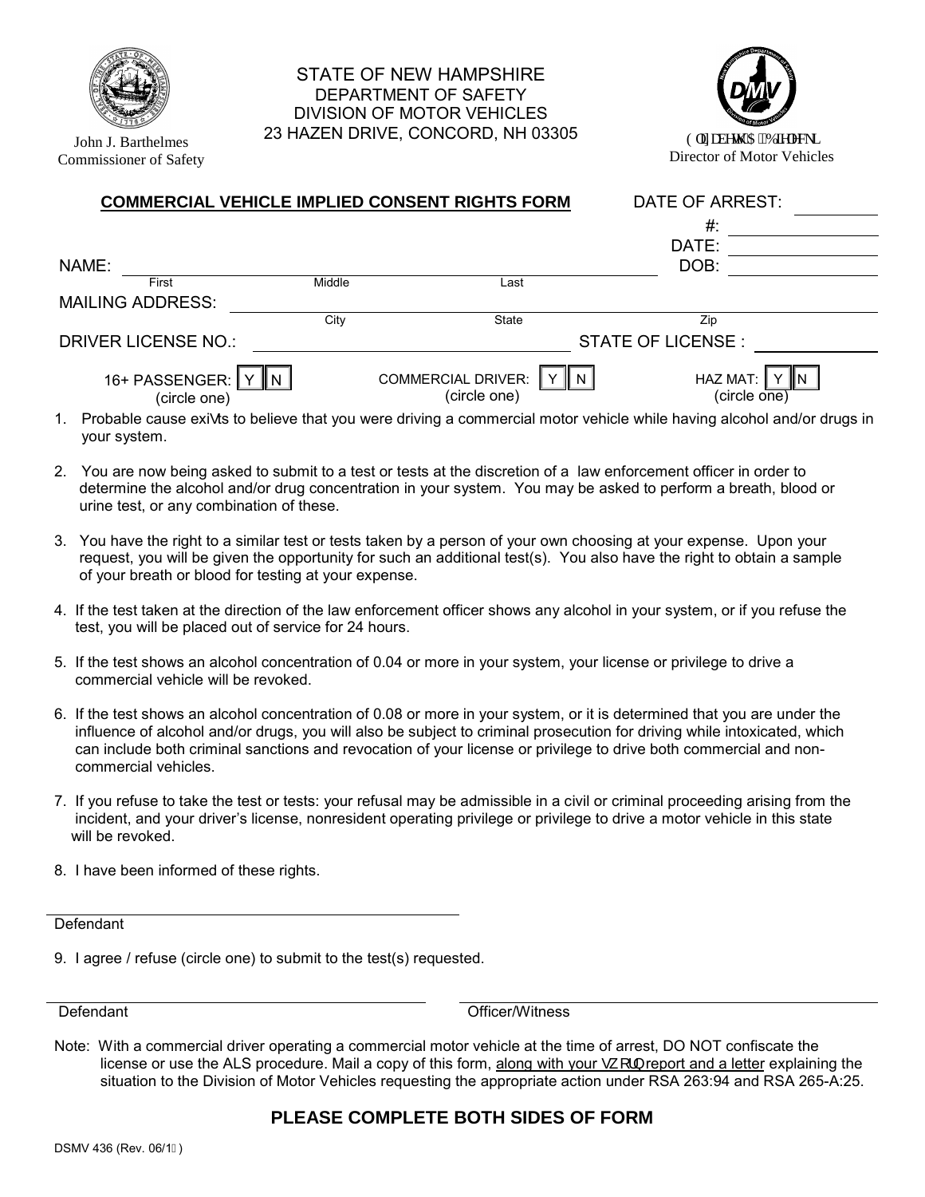STATE OF NEW HAMPSHIRE
DEPARTMENT OF SAFETY
DIVISION OF MOTOR VEHICLES
23 HAZEN DRIVE, CONCORD, NH 03305

John J. Barthelmes
Commissioner of Safety

Director of Motor Vehicles

## COMMERCIAL VEHICLE IMPLIED CONSENT RIGHTS FORM

DATE OF ARREST: ____________

#: ________________

DATE: ________________

NAME: ______________________________________________ DOB: ________________
First Middle Last

MAILING ADDRESS: ______________________________________________
City State Zip

DRIVER LICENSE NO.: ____________________ STATE OF LICENSE : ____________

16+ PASSENGER: Y N (circle one) COMMERCIAL DRIVER: Y N (circle one) HAZ MAT: Y N (circle one)

1. Probable cause exists to believe that you were driving a commercial motor vehicle while having alcohol and/or drugs in your system.

2. You are now being asked to submit to a test or tests at the discretion of a law enforcement officer in order to determine the alcohol and/or drug concentration in your system. You may be asked to perform a breath, blood or urine test, or any combination of these.

3. You have the right to a similar test or tests taken by a person of your own choosing at your expense. Upon your request, you will be given the opportunity for such an additional test(s). You also have the right to obtain a sample of your breath or blood for testing at your expense.

4. If the test taken at the direction of the law enforcement officer shows any alcohol in your system, or if you refuse the test, you will be placed out of service for 24 hours.

5. If the test shows an alcohol concentration of 0.04 or more in your system, your license or privilege to drive a commercial vehicle will be revoked.

6. If the test shows an alcohol concentration of 0.08 or more in your system, or it is determined that you are under the influence of alcohol and/or drugs, you will also be subject to criminal prosecution for driving while intoxicated, which can include both criminal sanctions and revocation of your license or privilege to drive both commercial and non-commercial vehicles.

7. If you refuse to take the test or tests: your refusal may be admissible in a civil or criminal proceeding arising from the incident, and your driver's license, nonresident operating privilege or privilege to drive a motor vehicle in this state will be revoked.

8. I have been informed of these rights.

______________________________________________
Defendant

9. I agree / refuse (circle one) to submit to the test(s) requested.

______________________________________________ ______________________________________________
Defendant Officer/Witness

Note: With a commercial driver operating a commercial motor vehicle at the time of arrest, DO NOT confiscate the license or use the ALS procedure. Mail a copy of this form, along with your sworn report and a letter explaining the situation to the Division of Motor Vehicles requesting the appropriate action under RSA 263:94 and RSA 265-A:25.

### PLEASE COMPLETE BOTH SIDES OF FORM

DSMV 436 (Rev. 06/1 )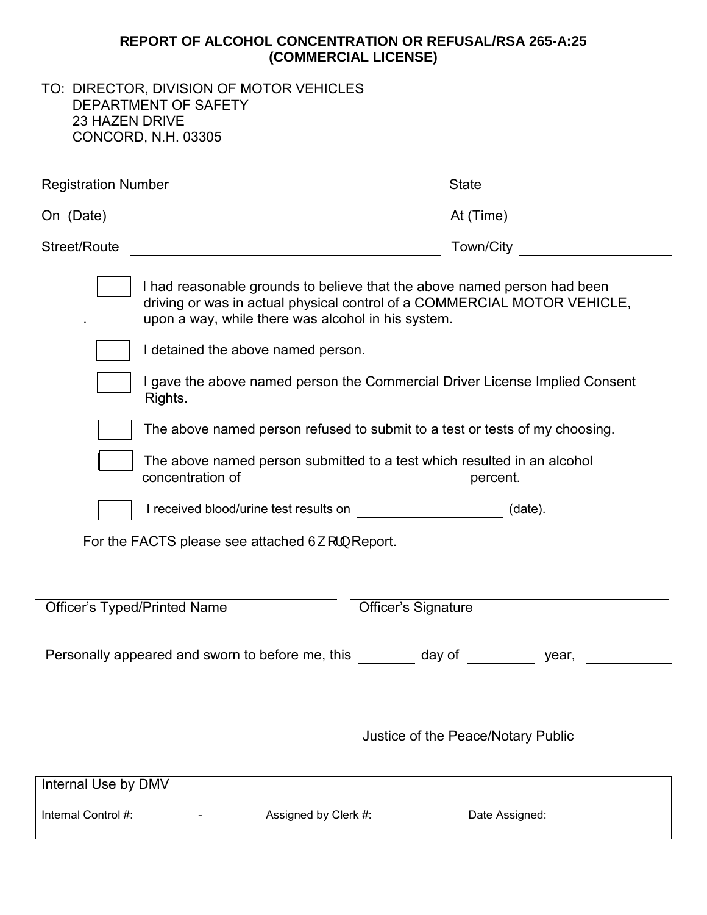**REPORT OF ALCOHOL CONCENTRATION OR REFUSAL/RSA 265-A:25**
**(COMMERCIAL LICENSE)**

TO: DIRECTOR, DIVISION OF MOTOR VEHICLES
DEPARTMENT OF SAFETY
23 HAZEN DRIVE
CONCORD, N.H. 03305

Registration Number ______________________________ State ________________

On (Date) ______________________________ At (Time) ________________

Street/Route ______________________________ Town/City ________________

☐ I had reasonable grounds to believe that the above named person had been driving or was in actual physical control of a COMMERCIAL MOTOR VEHICLE, upon a way, while there was alcohol in his system.

☐ I detained the above named person.

☐ I gave the above named person the Commercial Driver License Implied Consent Rights.

☐ The above named person refused to submit to a test or tests of my choosing.

☐ The above named person submitted to a test which resulted in an alcohol concentration of ____________________ percent.

☐ I received blood/urine test results on ________________ (date).

For the FACTS please see attached 6ZRUQ Report.

______________________________ ______________________________
Officer's Typed/Printed Name Officer's Signature

Personally appeared and sworn to before me, this ________ day of ________ year, ________

______________________________
Justice of the Peace/Notary Public

| Internal Use by DMV | | |
|---|---|---|
| Internal Control #: ________ - _____ | Assigned by Clerk #: ________ | Date Assigned: ____________ |